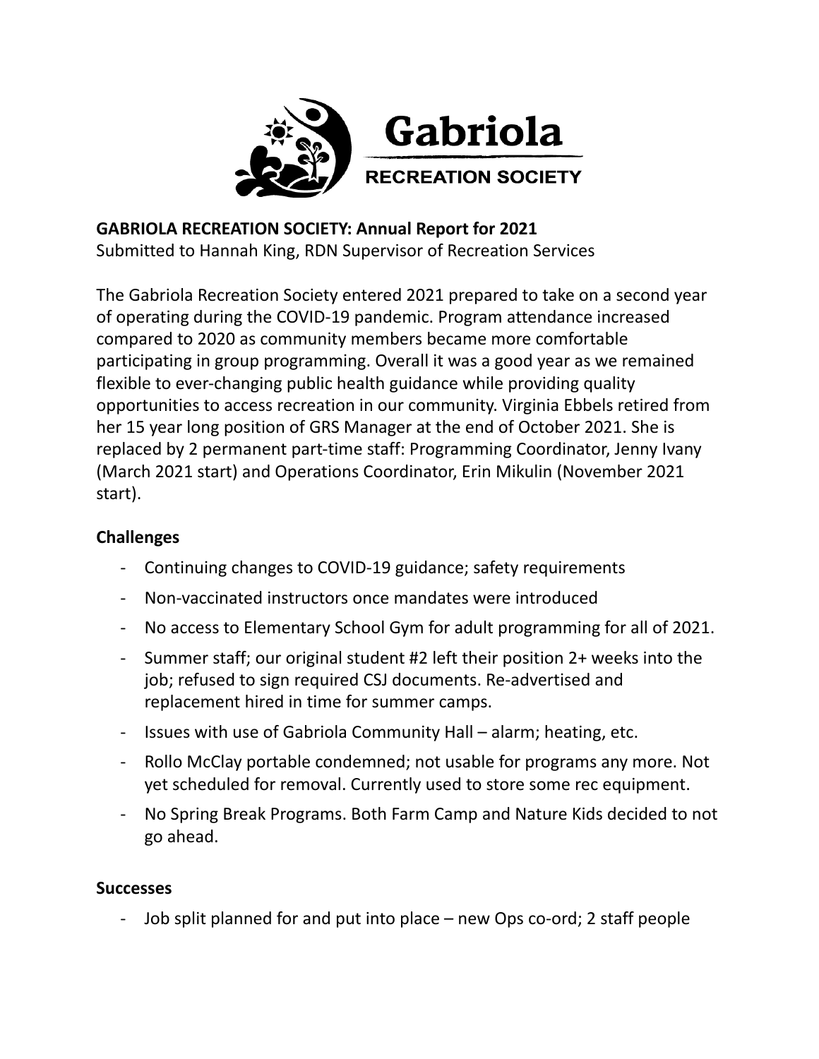Gabriola

RECREATION SOCIETY

**GABRIOLA RECREATION SOCIETY: Annual Report for 2021**

Submitted to Hannah King, RDN Supervisor of Recreation Services

The Gabriola Recreation Society entered 2021 prepared to take on a second year of operating during the COVID-19 pandemic. Program attendance increased compared to 2020 as community members became more comfortable participating in group programming. Overall it was a good year as we remained flexible to ever-changing public health guidance while providing quality opportunities to access recreation in our community. Virginia Ebbels retired from her 15 year long position of GRS Manager at the end of October 2021. She is replaced by 2 permanent part-time staff: Programming Coordinator, Jenny Ivany (March 2021 start) and Operations Coordinator, Erin Mikulin (November 2021 start).

## Challenges

- Continuing changes to COVID-19 guidance; safety requirements
- Non-vaccinated instructors once mandates were introduced
- No access to Elementary School Gym for adult programming for all of 2021.
- Summer staff; our original student #2 left their position 2+ weeks into the job; refused to sign required CSJ documents. Re-advertised and replacement hired in time for summer camps.
- Issues with use of Gabriola Community Hall – alarm; heating, etc.
- Rollo McClay portable condemned; not usable for programs any more. Not yet scheduled for removal. Currently used to store some rec equipment.
- No Spring Break Programs. Both Farm Camp and Nature Kids decided to not go ahead.

## Successes

- Job split planned for and put into place – new Ops co-ord; 2 staff people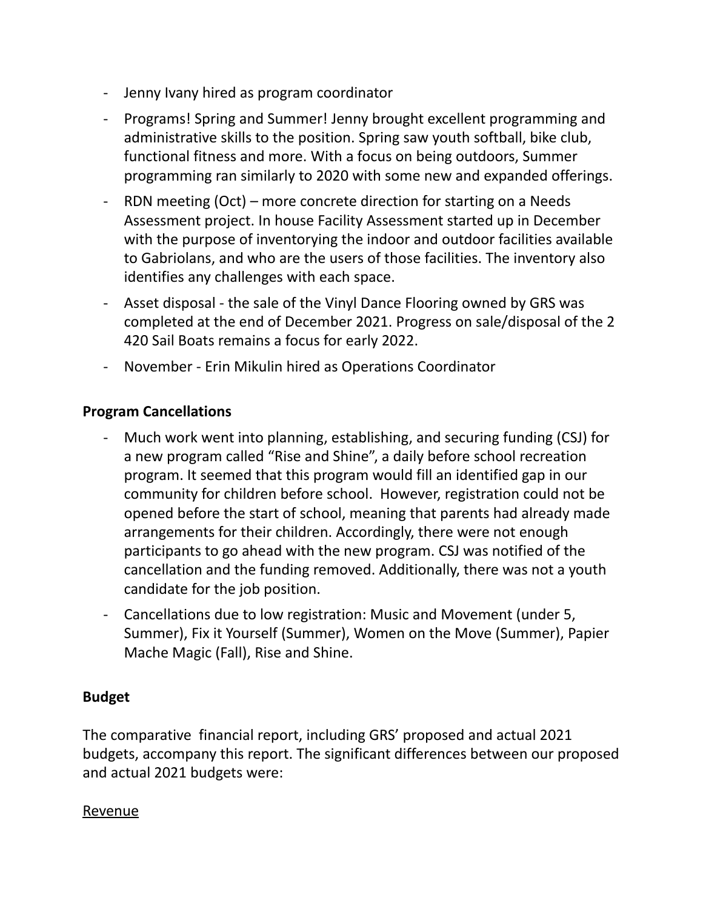- Jenny Ivany hired as program coordinator
- Programs! Spring and Summer! Jenny brought excellent programming and administrative skills to the position. Spring saw youth softball, bike club, functional fitness and more. With a focus on being outdoors, Summer programming ran similarly to 2020 with some new and expanded offerings.
- RDN meeting (Oct) – more concrete direction for starting on a Needs Assessment project. In house Facility Assessment started up in December with the purpose of inventorying the indoor and outdoor facilities available to Gabriolans, and who are the users of those facilities. The inventory also identifies any challenges with each space.
- Asset disposal - the sale of the Vinyl Dance Flooring owned by GRS was completed at the end of December 2021. Progress on sale/disposal of the 2 420 Sail Boats remains a focus for early 2022.
- November - Erin Mikulin hired as Operations Coordinator

**Program Cancellations**

- Much work went into planning, establishing, and securing funding (CSJ) for a new program called "Rise and Shine", a daily before school recreation program. It seemed that this program would fill an identified gap in our community for children before school. However, registration could not be opened before the start of school, meaning that parents had already made arrangements for their children. Accordingly, there were not enough participants to go ahead with the new program. CSJ was notified of the cancellation and the funding removed. Additionally, there was not a youth candidate for the job position.
- Cancellations due to low registration: Music and Movement (under 5, Summer), Fix it Yourself (Summer), Women on the Move (Summer), Papier Mache Magic (Fall), Rise and Shine.

**Budget**

The comparative financial report, including GRS' proposed and actual 2021 budgets, accompany this report. The significant differences between our proposed and actual 2021 budgets were:

<u>Revenue</u>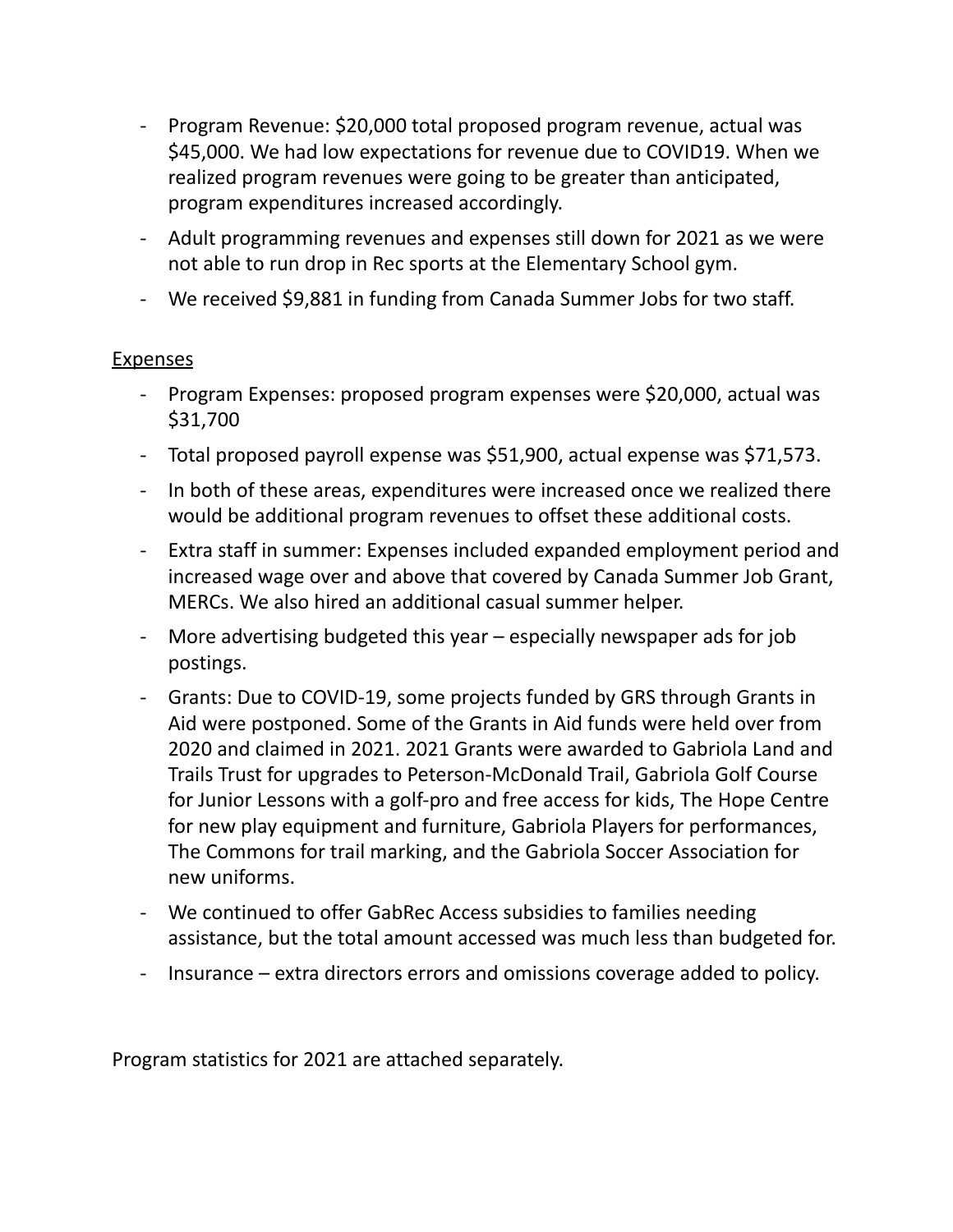- Program Revenue: $20,000 total proposed program revenue, actual was $45,000. We had low expectations for revenue due to COVID19. When we realized program revenues were going to be greater than anticipated, program expenditures increased accordingly.
- Adult programming revenues and expenses still down for 2021 as we were not able to run drop in Rec sports at the Elementary School gym.
- We received $9,881 in funding from Canada Summer Jobs for two staff.

<u>Expenses</u>

- Program Expenses: proposed program expenses were $20,000, actual was $31,700
- Total proposed payroll expense was $51,900, actual expense was $71,573.
- In both of these areas, expenditures were increased once we realized there would be additional program revenues to offset these additional costs.
- Extra staff in summer: Expenses included expanded employment period and increased wage over and above that covered by Canada Summer Job Grant, MERCs. We also hired an additional casual summer helper.
- More advertising budgeted this year – especially newspaper ads for job postings.
- Grants: Due to COVID-19, some projects funded by GRS through Grants in Aid were postponed. Some of the Grants in Aid funds were held over from 2020 and claimed in 2021. 2021 Grants were awarded to Gabriola Land and Trails Trust for upgrades to Peterson-McDonald Trail, Gabriola Golf Course for Junior Lessons with a golf-pro and free access for kids, The Hope Centre for new play equipment and furniture, Gabriola Players for performances, The Commons for trail marking, and the Gabriola Soccer Association for new uniforms.
- We continued to offer GabRec Access subsidies to families needing assistance, but the total amount accessed was much less than budgeted for.
- Insurance – extra directors errors and omissions coverage added to policy.

Program statistics for 2021 are attached separately.